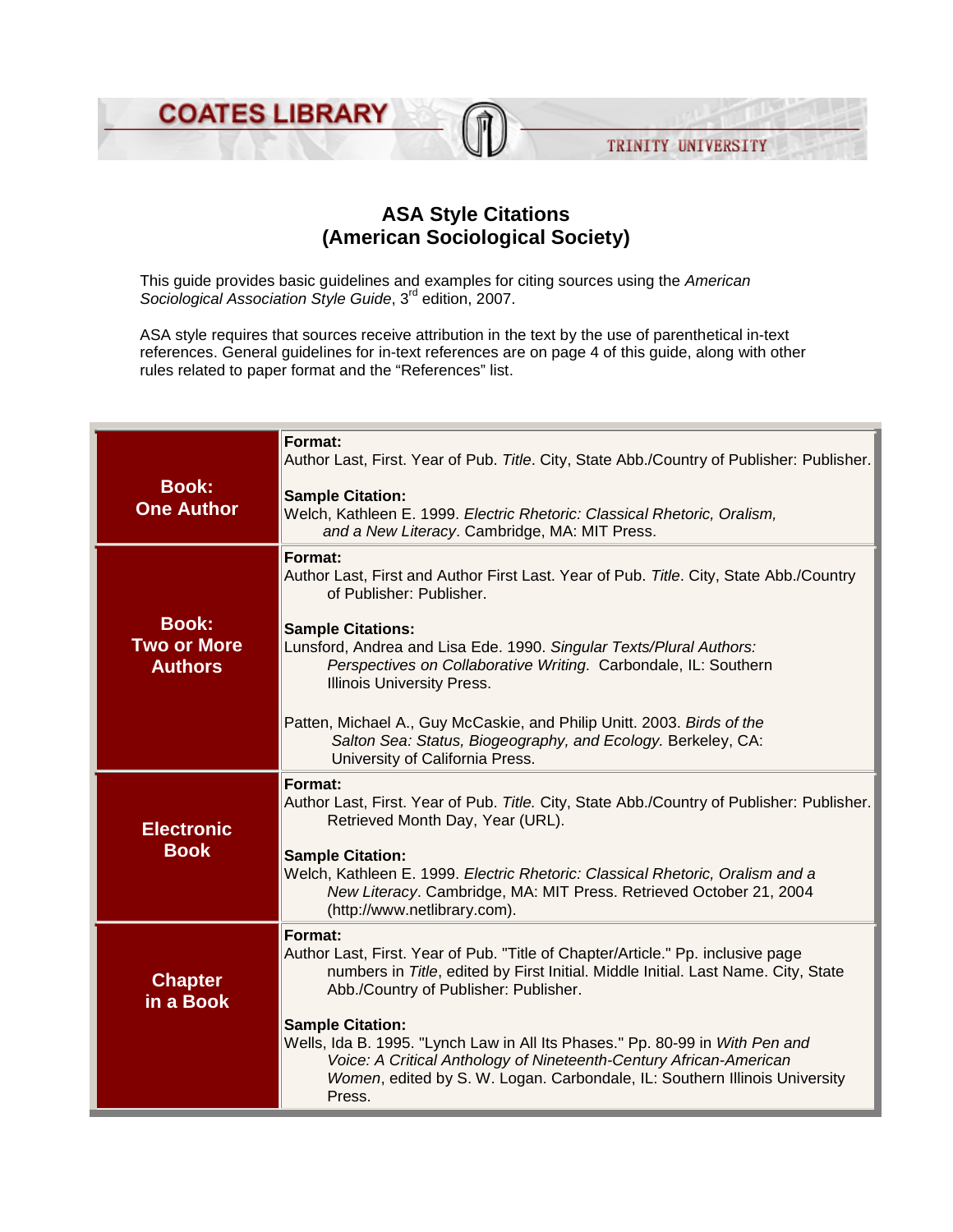COATES LIBRARY — TRINITY UNIVERSITY

# ASA Style Citations
## (American Sociological Society)

This guide provides basic guidelines and examples for citing sources using the *American Sociological Association Style Guide*, 3rd edition, 2007.

ASA style requires that sources receive attribution in the text by the use of parenthetical in-text references. General guidelines for in-text references are on page 4 of this guide, along with other rules related to paper format and the "References" list.

| Source Type | Format and Sample Citation |
|---|---|
| **Book: One Author** | **Format:** Author Last, First. Year of Pub. *Title*. City, State Abb./Country of Publisher: Publisher.<br><br>**Sample Citation:** Welch, Kathleen E. 1999. *Electric Rhetoric: Classical Rhetoric, Oralism, and a New Literacy*. Cambridge, MA: MIT Press. |
| **Book: Two or More Authors** | **Format:** Author Last, First and Author First Last. Year of Pub. *Title*. City, State Abb./Country of Publisher: Publisher.<br><br>**Sample Citations:** Lunsford, Andrea and Lisa Ede. 1990. *Singular Texts/Plural Authors: Perspectives on Collaborative Writing*. Carbondale, IL: Southern Illinois University Press.<br><br>Patten, Michael A., Guy McCaskie, and Philip Unitt. 2003. *Birds of the Salton Sea: Status, Biogeography, and Ecology.* Berkeley, CA: University of California Press. |
| **Electronic Book** | **Format:** Author Last, First. Year of Pub. *Title.* City, State Abb./Country of Publisher: Publisher. Retrieved Month Day, Year (URL).<br><br>**Sample Citation:** Welch, Kathleen E. 1999. *Electric Rhetoric: Classical Rhetoric, Oralism and a New Literacy*. Cambridge, MA: MIT Press. Retrieved October 21, 2004 (http://www.netlibrary.com). |
| **Chapter in a Book** | **Format:** Author Last, First. Year of Pub. "Title of Chapter/Article." Pp. inclusive page numbers in *Title*, edited by First Initial. Middle Initial. Last Name. City, State Abb./Country of Publisher: Publisher.<br><br>**Sample Citation:** Wells, Ida B. 1995. "Lynch Law in All Its Phases." Pp. 80-99 in *With Pen and Voice: A Critical Anthology of Nineteenth-Century African-American Women*, edited by S. W. Logan. Carbondale, IL: Southern Illinois University Press. |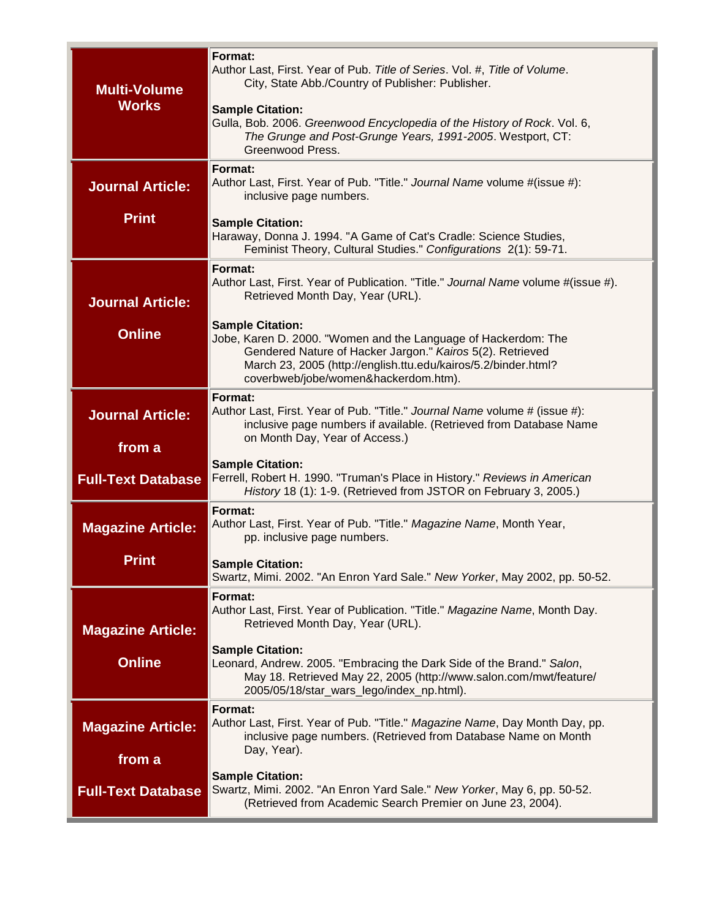| | |
|---|---|
| **Multi-Volume Works** | **Format:**<br>Author Last, First. Year of Pub. *Title of Series*. Vol. #, *Title of Volume*. City, State Abb./Country of Publisher: Publisher.<br><br>**Sample Citation:**<br>Gulla, Bob. 2006. *Greenwood Encyclopedia of the History of Rock*. Vol. 6, *The Grunge and Post-Grunge Years, 1991-2005*. Westport, CT: Greenwood Press. |
| **Journal Article: Print** | **Format:**<br>Author Last, First. Year of Pub. "Title." *Journal Name* volume #(issue #): inclusive page numbers.<br><br>**Sample Citation:**<br>Haraway, Donna J. 1994. "A Game of Cat's Cradle: Science Studies, Feminist Theory, Cultural Studies." *Configurations* 2(1): 59-71. |
| **Journal Article: Online** | **Format:**<br>Author Last, First. Year of Publication. "Title." *Journal Name* volume #(issue #). Retrieved Month Day, Year (URL).<br><br>**Sample Citation:**<br>Jobe, Karen D. 2000. "Women and the Language of Hackerdom: The Gendered Nature of Hacker Jargon." *Kairos* 5(2). Retrieved March 23, 2005 (http://english.ttu.edu/kairos/5.2/binder.html?coverbweb/jobe/women&hackerdom.htm). |
| **Journal Article: from a Full-Text Database** | **Format:**<br>Author Last, First. Year of Pub. "Title." *Journal Name* volume # (issue #): inclusive page numbers if available. (Retrieved from Database Name on Month Day, Year of Access.)<br><br>**Sample Citation:**<br>Ferrell, Robert H. 1990. "Truman's Place in History." *Reviews in American History* 18 (1): 1-9. (Retrieved from JSTOR on February 3, 2005.) |
| **Magazine Article: Print** | **Format:**<br>Author Last, First. Year of Pub. "Title." *Magazine Name*, Month Year, pp. inclusive page numbers.<br><br>**Sample Citation:**<br>Swartz, Mimi. 2002. "An Enron Yard Sale." *New Yorker*, May 2002, pp. 50-52. |
| **Magazine Article: Online** | **Format:**<br>Author Last, First. Year of Publication. "Title." *Magazine Name*, Month Day. Retrieved Month Day, Year (URL).<br><br>**Sample Citation:**<br>Leonard, Andrew. 2005. "Embracing the Dark Side of the Brand." *Salon*, May 18. Retrieved May 22, 2005 (http://www.salon.com/mwt/feature/2005/05/18/star_wars_lego/index_np.html). |
| **Magazine Article: from a Full-Text Database** | **Format:**<br>Author Last, First. Year of Pub. "Title." *Magazine Name*, Day Month Day, pp. inclusive page numbers. (Retrieved from Database Name on Month Day, Year).<br><br>**Sample Citation:**<br>Swartz, Mimi. 2002. "An Enron Yard Sale." *New Yorker*, May 6, pp. 50-52. (Retrieved from Academic Search Premier on June 23, 2004). |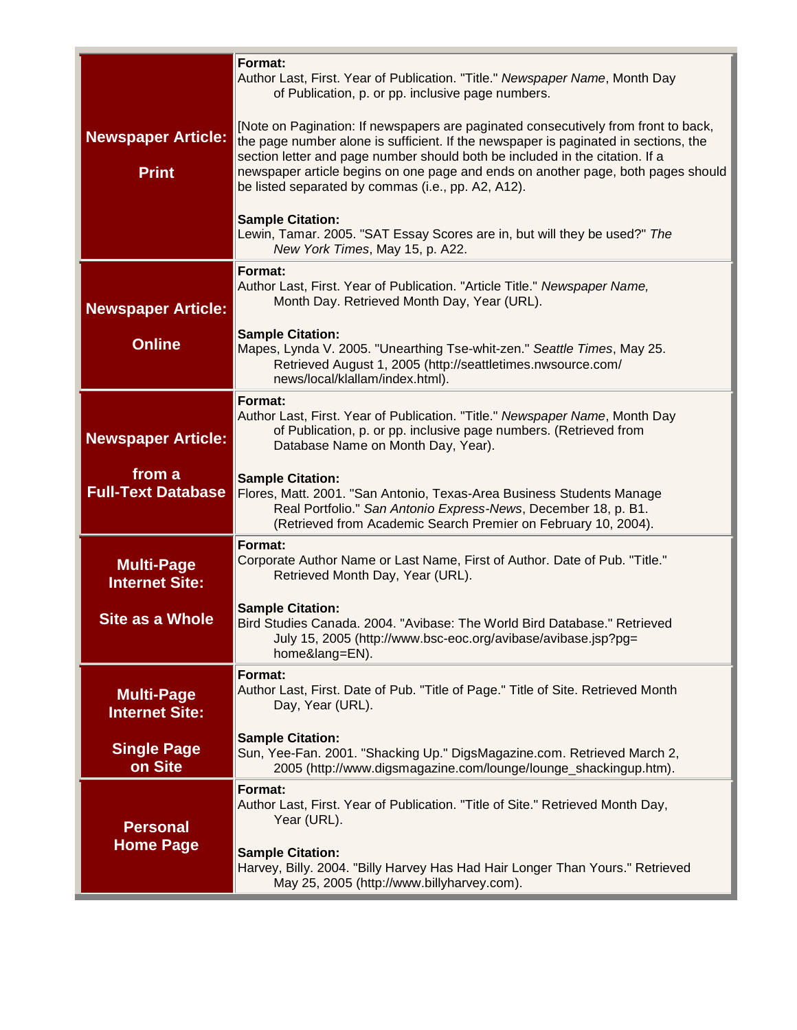| | |
|---|---|
| **Newspaper Article: Print** | **Format:**<br>Author Last, First. Year of Publication. "Title." *Newspaper Name*, Month Day of Publication, p. or pp. inclusive page numbers.<br><br>[Note on Pagination: If newspapers are paginated consecutively from front to back, the page number alone is sufficient. If the newspaper is paginated in sections, the section letter and page number should both be included in the citation. If a newspaper article begins on one page and ends on another page, both pages should be listed separated by commas (i.e., pp. A2, A12).<br><br>**Sample Citation:**<br>Lewin, Tamar. 2005. "SAT Essay Scores are in, but will they be used?" *The New York Times*, May 15, p. A22. |
| **Newspaper Article: Online** | **Format:**<br>Author Last, First. Year of Publication. "Article Title." *Newspaper Name,* Month Day. Retrieved Month Day, Year (URL).<br><br>**Sample Citation:**<br>Mapes, Lynda V. 2005. "Unearthing Tse-whit-zen." *Seattle Times*, May 25. Retrieved August 1, 2005 (http://seattletimes.nwsource.com/news/local/klallam/index.html). |
| **Newspaper Article: from a Full-Text Database** | **Format:**<br>Author Last, First. Year of Publication. "Title." *Newspaper Name*, Month Day of Publication, p. or pp. inclusive page numbers. (Retrieved from Database Name on Month Day, Year).<br><br>**Sample Citation:**<br>Flores, Matt. 2001. "San Antonio, Texas-Area Business Students Manage Real Portfolio." *San Antonio Express-News*, December 18, p. B1. (Retrieved from Academic Search Premier on February 10, 2004). |
| **Multi-Page Internet Site: Site as a Whole** | **Format:**<br>Corporate Author Name or Last Name, First of Author. Date of Pub. "Title." Retrieved Month Day, Year (URL).<br><br>**Sample Citation:**<br>Bird Studies Canada. 2004. "Avibase: The World Bird Database." Retrieved July 15, 2005 (http://www.bsc-eoc.org/avibase/avibase.jsp?pg=home&lang=EN). |
| **Multi-Page Internet Site: Single Page on Site** | **Format:**<br>Author Last, First. Date of Pub. "Title of Page." Title of Site. Retrieved Month Day, Year (URL).<br><br>**Sample Citation:**<br>Sun, Yee-Fan. 2001. "Shacking Up." DigsMagazine.com. Retrieved March 2, 2005 (http://www.digsmagazine.com/lounge/lounge_shackingup.htm). |
| **Personal Home Page** | **Format:**<br>Author Last, First. Year of Publication. "Title of Site." Retrieved Month Day, Year (URL).<br><br>**Sample Citation:**<br>Harvey, Billy. 2004. "Billy Harvey Has Had Hair Longer Than Yours." Retrieved May 25, 2005 (http://www.billyharvey.com). |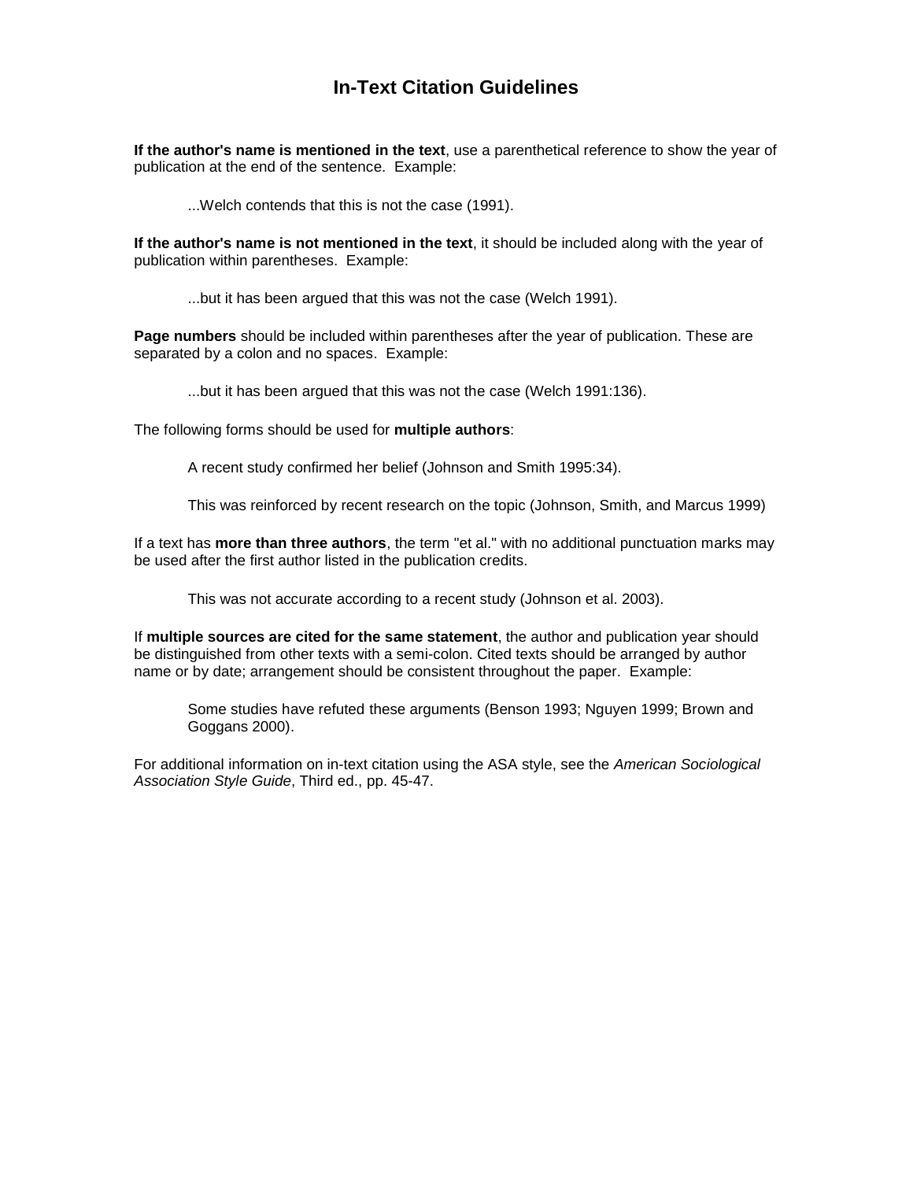# In-Text Citation Guidelines

**If the author's name is mentioned in the text**, use a parenthetical reference to show the year of publication at the end of the sentence. Example:

> ...Welch contends that this is not the case (1991).

**If the author's name is not mentioned in the text**, it should be included along with the year of publication within parentheses. Example:

> ...but it has been argued that this was not the case (Welch 1991).

**Page numbers** should be included within parentheses after the year of publication. These are separated by a colon and no spaces. Example:

> ...but it has been argued that this was not the case (Welch 1991:136).

The following forms should be used for **multiple authors**:

> A recent study confirmed her belief (Johnson and Smith 1995:34).
>
> This was reinforced by recent research on the topic (Johnson, Smith, and Marcus 1999)

If a text has **more than three authors**, the term "et al." with no additional punctuation marks may be used after the first author listed in the publication credits.

> This was not accurate according to a recent study (Johnson et al. 2003).

If **multiple sources are cited for the same statement**, the author and publication year should be distinguished from other texts with a semi-colon. Cited texts should be arranged by author name or by date; arrangement should be consistent throughout the paper. Example:

> Some studies have refuted these arguments (Benson 1993; Nguyen 1999; Brown and Goggans 2000).

For additional information on in-text citation using the ASA style, see the *American Sociological Association Style Guide*, Third ed., pp. 45-47.